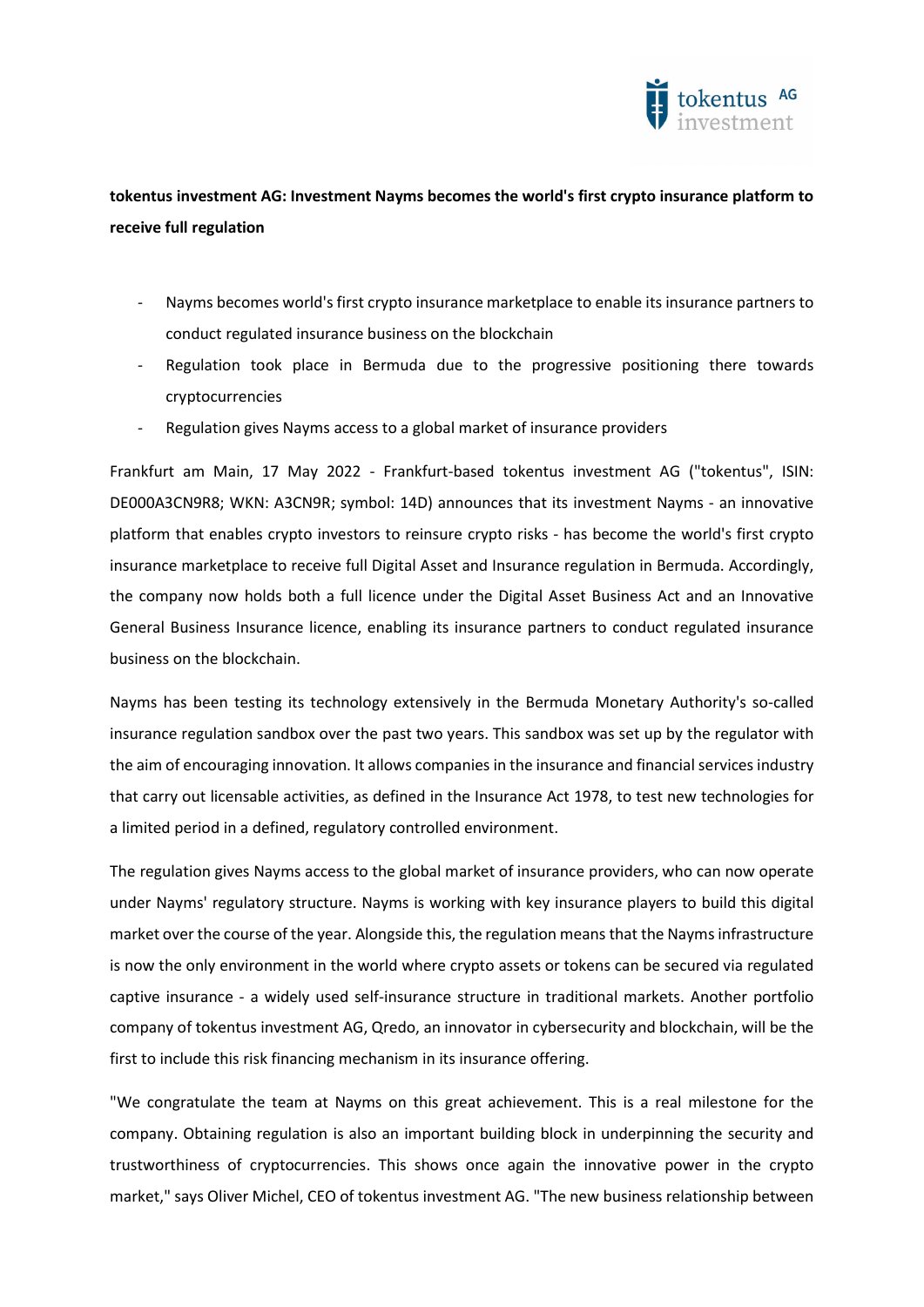**tokentus investment AG: Investment Nayms becomes the world's first crypto insurance platform to receive full regulation**

- Nayms becomes world's first crypto insurance marketplace to enable its insurance partners to conduct regulated insurance business on the blockchain
- Regulation took place in Bermuda due to the progressive positioning there towards cryptocurrencies
- Regulation gives Nayms access to a global market of insurance providers

Frankfurt am Main, 17 May 2022 - Frankfurt-based tokentus investment AG ("tokentus", ISIN: DE000A3CN9R8; WKN: A3CN9R; symbol: 14D) announces that its investment Nayms - an innovative platform that enables crypto investors to reinsure crypto risks - has become the world's first crypto insurance marketplace to receive full Digital Asset and Insurance regulation in Bermuda. Accordingly, the company now holds both a full licence under the Digital Asset Business Act and an Innovative General Business Insurance licence, enabling its insurance partners to conduct regulated insurance business on the blockchain.

Nayms has been testing its technology extensively in the Bermuda Monetary Authority's so-called insurance regulation sandbox over the past two years. This sandbox was set up by the regulator with the aim of encouraging innovation. It allows companies in the insurance and financial services industry that carry out licensable activities, as defined in the Insurance Act 1978, to test new technologies for a limited period in a defined, regulatory controlled environment.

The regulation gives Nayms access to the global market of insurance providers, who can now operate under Nayms' regulatory structure. Nayms is working with key insurance players to build this digital market over the course of the year. Alongside this, the regulation means that the Nayms infrastructure is now the only environment in the world where crypto assets or tokens can be secured via regulated captive insurance - a widely used self-insurance structure in traditional markets. Another portfolio company of tokentus investment AG, Qredo, an innovator in cybersecurity and blockchain, will be the first to include this risk financing mechanism in its insurance offering.

"We congratulate the team at Nayms on this great achievement. This is a real milestone for the company. Obtaining regulation is also an important building block in underpinning the security and trustworthiness of cryptocurrencies. This shows once again the innovative power in the crypto market," says Oliver Michel, CEO of tokentus investment AG. "The new business relationship between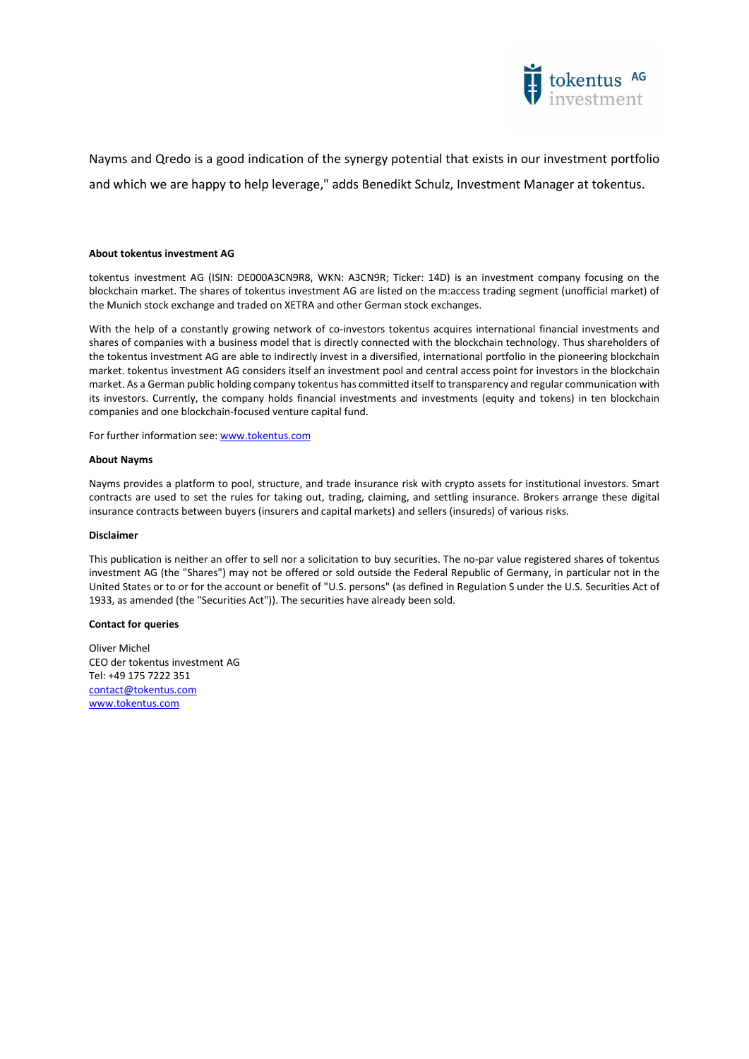Nayms and Qredo is a good indication of the synergy potential that exists in our investment portfolio and which we are happy to help leverage," adds Benedikt Schulz, Investment Manager at tokentus.

**About tokentus investment AG**

tokentus investment AG (ISIN: DE000A3CN9R8, WKN: A3CN9R; Ticker: 14D) is an investment company focusing on the blockchain market. The shares of tokentus investment AG are listed on the m:access trading segment (unofficial market) of the Munich stock exchange and traded on XETRA and other German stock exchanges.

With the help of a constantly growing network of co-investors tokentus acquires international financial investments and shares of companies with a business model that is directly connected with the blockchain technology. Thus shareholders of the tokentus investment AG are able to indirectly invest in a diversified, international portfolio in the pioneering blockchain market. tokentus investment AG considers itself an investment pool and central access point for investors in the blockchain market. As a German public holding company tokentus has committed itself to transparency and regular communication with its investors. Currently, the company holds financial investments and investments (equity and tokens) in ten blockchain companies and one blockchain-focused venture capital fund.

For further information see: [www.tokentus.com](www.tokentus.com)

**About Nayms**

Nayms provides a platform to pool, structure, and trade insurance risk with crypto assets for institutional investors. Smart contracts are used to set the rules for taking out, trading, claiming, and settling insurance. Brokers arrange these digital insurance contracts between buyers (insurers and capital markets) and sellers (insureds) of various risks.

**Disclaimer**

This publication is neither an offer to sell nor a solicitation to buy securities. The no-par value registered shares of tokentus investment AG (the "Shares") may not be offered or sold outside the Federal Republic of Germany, in particular not in the United States or to or for the account or benefit of "U.S. persons" (as defined in Regulation S under the U.S. Securities Act of 1933, as amended (the "Securities Act")). The securities have already been sold.

**Contact for queries**

Oliver Michel
CEO der tokentus investment AG
Tel: +49 175 7222 351
[contact@tokentus.com](mailto:contact@tokentus.com)
[www.tokentus.com](www.tokentus.com)